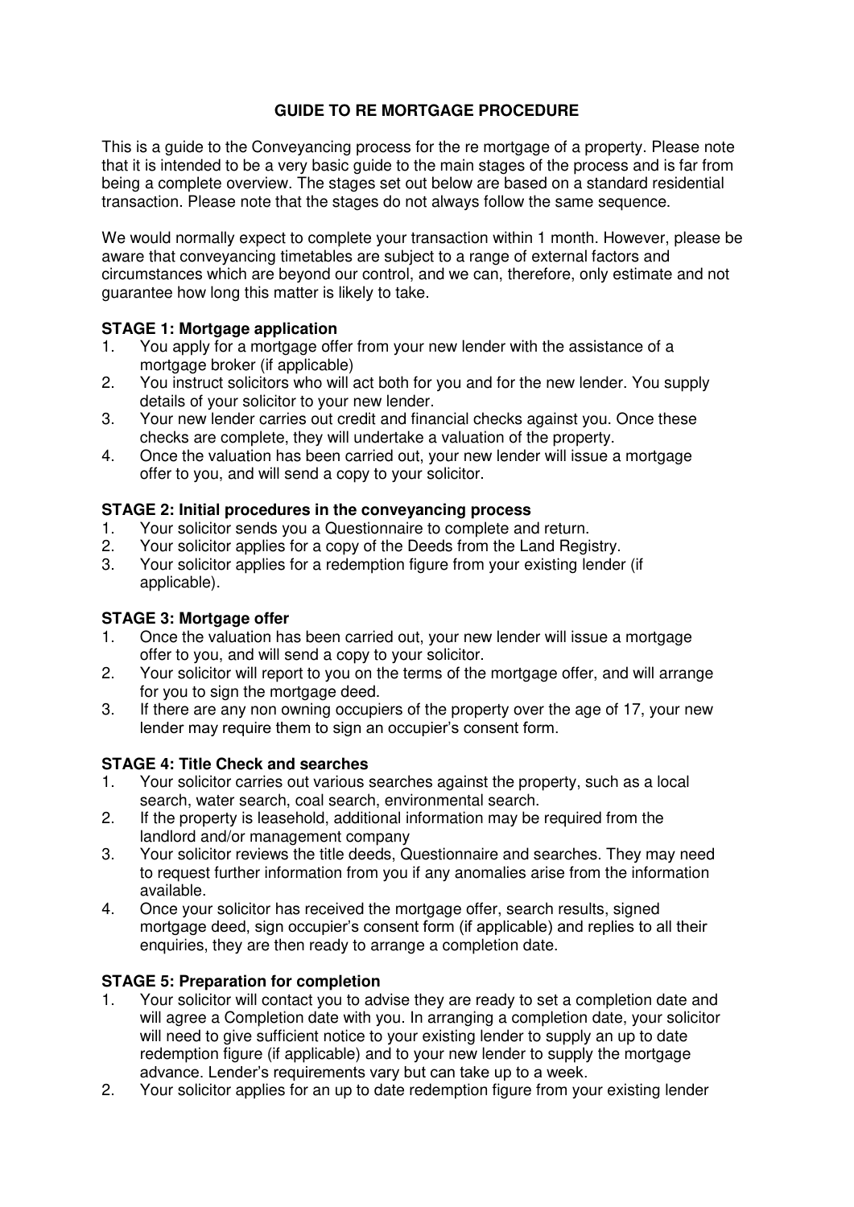# GUIDE TO RE MORTGAGE PROCEDURE

This is a guide to the Conveyancing process for the re mortgage of a property. Please note that it is intended to be a very basic guide to the main stages of the process and is far from being a complete overview. The stages set out below are based on a standard residential transaction. Please note that the stages do not always follow the same sequence.

We would normally expect to complete your transaction within 1 month. However, please be aware that conveyancing timetables are subject to a range of external factors and circumstances which are beyond our control, and we can, therefore, only estimate and not guarantee how long this matter is likely to take.

**STAGE 1: Mortgage application**

1. You apply for a mortgage offer from your new lender with the assistance of a mortgage broker (if applicable)
2. You instruct solicitors who will act both for you and for the new lender. You supply details of your solicitor to your new lender.
3. Your new lender carries out credit and financial checks against you. Once these checks are complete, they will undertake a valuation of the property.
4. Once the valuation has been carried out, your new lender will issue a mortgage offer to you, and will send a copy to your solicitor.

**STAGE 2: Initial procedures in the conveyancing process**

1. Your solicitor sends you a Questionnaire to complete and return.
2. Your solicitor applies for a copy of the Deeds from the Land Registry.
3. Your solicitor applies for a redemption figure from your existing lender (if applicable).

**STAGE 3: Mortgage offer**

1. Once the valuation has been carried out, your new lender will issue a mortgage offer to you, and will send a copy to your solicitor.
2. Your solicitor will report to you on the terms of the mortgage offer, and will arrange for you to sign the mortgage deed.
3. If there are any non owning occupiers of the property over the age of 17, your new lender may require them to sign an occupier's consent form.

**STAGE 4: Title Check and searches**

1. Your solicitor carries out various searches against the property, such as a local search, water search, coal search, environmental search.
2. If the property is leasehold, additional information may be required from the landlord and/or management company
3. Your solicitor reviews the title deeds, Questionnaire and searches. They may need to request further information from you if any anomalies arise from the information available.
4. Once your solicitor has received the mortgage offer, search results, signed mortgage deed, sign occupier's consent form (if applicable) and replies to all their enquiries, they are then ready to arrange a completion date.

**STAGE 5: Preparation for completion**

1. Your solicitor will contact you to advise they are ready to set a completion date and will agree a Completion date with you. In arranging a completion date, your solicitor will need to give sufficient notice to your existing lender to supply an up to date redemption figure (if applicable) and to your new lender to supply the mortgage advance. Lender's requirements vary but can take up to a week.
2. Your solicitor applies for an up to date redemption figure from your existing lender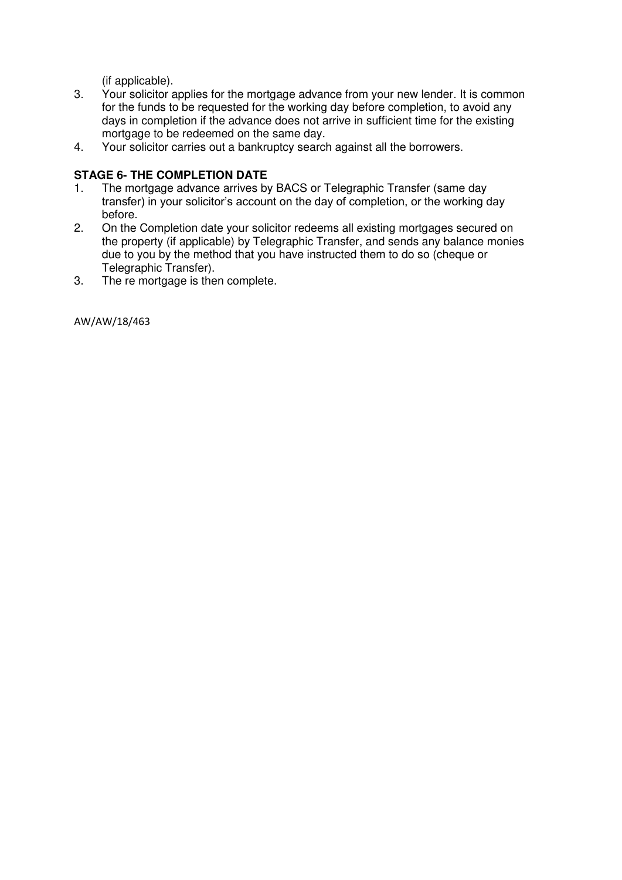(if applicable).

3. Your solicitor applies for the mortgage advance from your new lender. It is common for the funds to be requested for the working day before completion, to avoid any days in completion if the advance does not arrive in sufficient time for the existing mortgage to be redeemed on the same day.
4. Your solicitor carries out a bankruptcy search against all the borrowers.

**STAGE 6- THE COMPLETION DATE**

1. The mortgage advance arrives by BACS or Telegraphic Transfer (same day transfer) in your solicitor's account on the day of completion, or the working day before.
2. On the Completion date your solicitor redeems all existing mortgages secured on the property (if applicable) by Telegraphic Transfer, and sends any balance monies due to you by the method that you have instructed them to do so (cheque or Telegraphic Transfer).
3. The re mortgage is then complete.

AW/AW/18/463